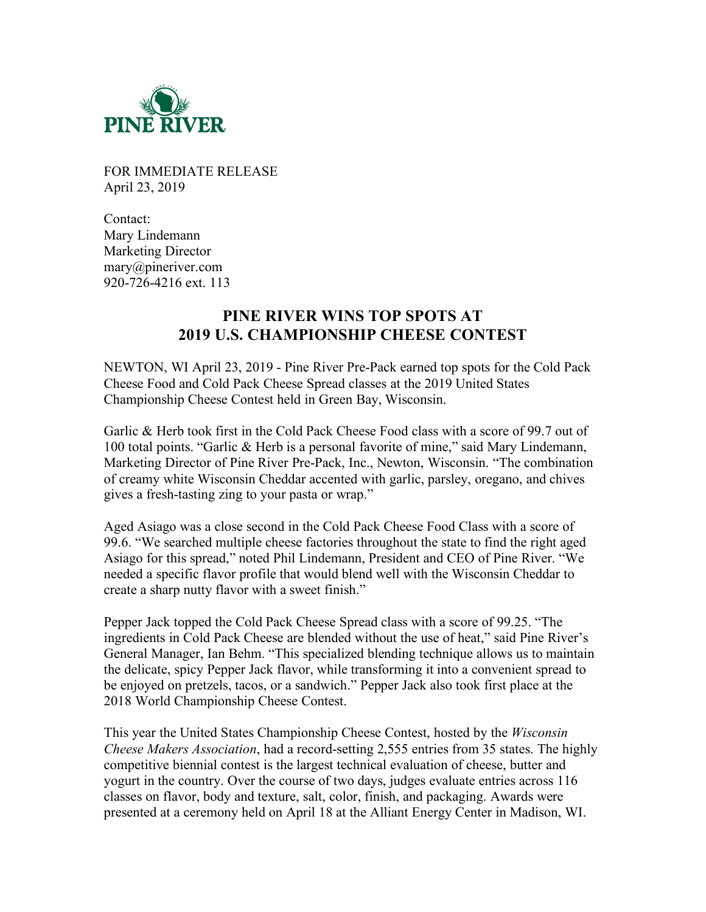PINE RIVER

FOR IMMEDIATE RELEASE
April 23, 2019

Contact:
Mary Lindemann
Marketing Director
mary@pineriver.com
920-726-4216 ext. 113

## PINE RIVER WINS TOP SPOTS AT 2019 U.S. CHAMPIONSHIP CHEESE CONTEST

NEWTON, WI April 23, 2019 - Pine River Pre-Pack earned top spots for the Cold Pack Cheese Food and Cold Pack Cheese Spread classes at the 2019 United States Championship Cheese Contest held in Green Bay, Wisconsin.

Garlic & Herb took first in the Cold Pack Cheese Food class with a score of 99.7 out of 100 total points. "Garlic & Herb is a personal favorite of mine," said Mary Lindemann, Marketing Director of Pine River Pre-Pack, Inc., Newton, Wisconsin. "The combination of creamy white Wisconsin Cheddar accented with garlic, parsley, oregano, and chives gives a fresh-tasting zing to your pasta or wrap."

Aged Asiago was a close second in the Cold Pack Cheese Food Class with a score of 99.6. "We searched multiple cheese factories throughout the state to find the right aged Asiago for this spread," noted Phil Lindemann, President and CEO of Pine River. "We needed a specific flavor profile that would blend well with the Wisconsin Cheddar to create a sharp nutty flavor with a sweet finish."

Pepper Jack topped the Cold Pack Cheese Spread class with a score of 99.25. "The ingredients in Cold Pack Cheese are blended without the use of heat," said Pine River's General Manager, Ian Behm. "This specialized blending technique allows us to maintain the delicate, spicy Pepper Jack flavor, while transforming it into a convenient spread to be enjoyed on pretzels, tacos, or a sandwich." Pepper Jack also took first place at the 2018 World Championship Cheese Contest.

This year the United States Championship Cheese Contest, hosted by the *Wisconsin Cheese Makers Association*, had a record-setting 2,555 entries from 35 states. The highly competitive biennial contest is the largest technical evaluation of cheese, butter and yogurt in the country. Over the course of two days, judges evaluate entries across 116 classes on flavor, body and texture, salt, color, finish, and packaging. Awards were presented at a ceremony held on April 18 at the Alliant Energy Center in Madison, WI.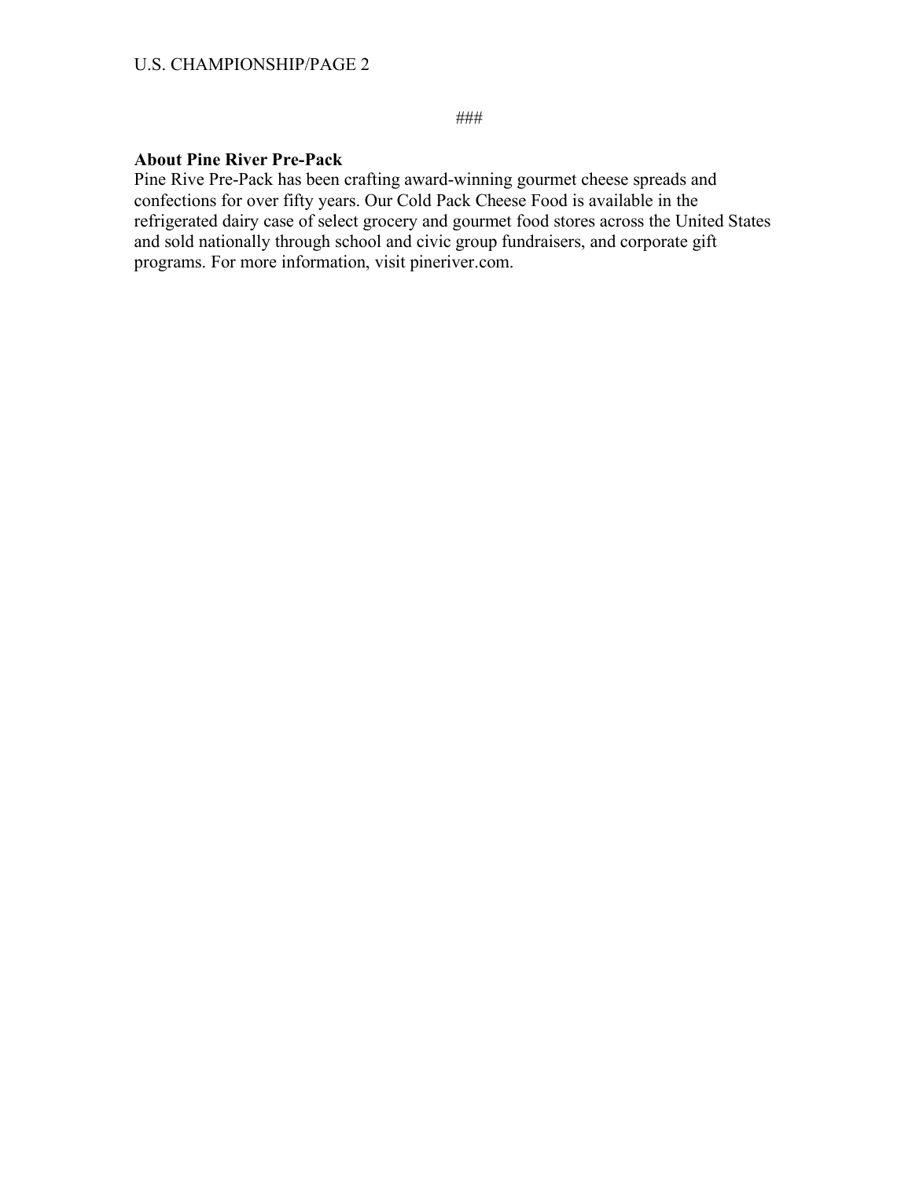###

**About Pine River Pre-Pack**
Pine Rive Pre-Pack has been crafting award-winning gourmet cheese spreads and confections for over fifty years. Our Cold Pack Cheese Food is available in the refrigerated dairy case of select grocery and gourmet food stores across the United States and sold nationally through school and civic group fundraisers, and corporate gift programs. For more information, visit pineriver.com.